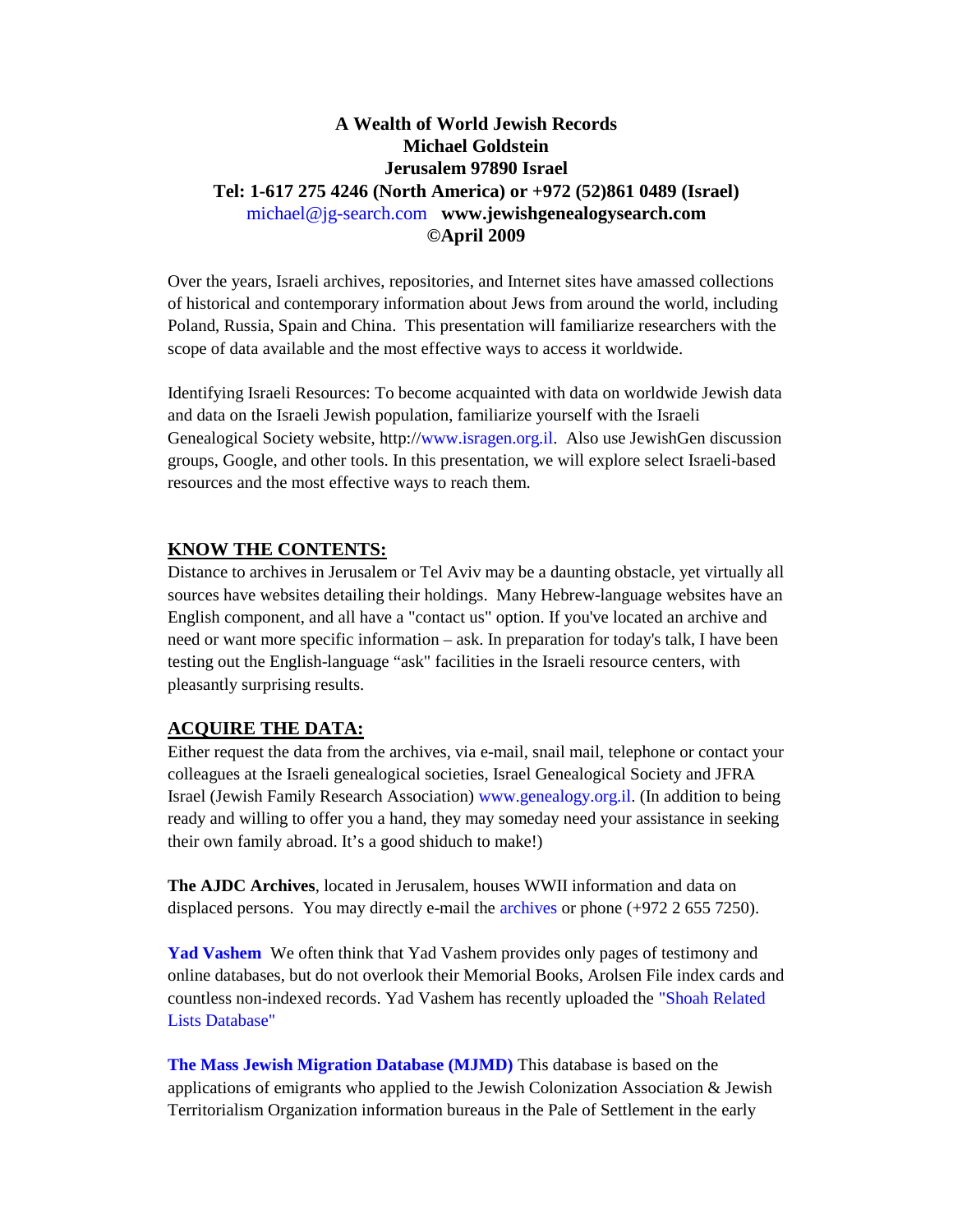**A Wealth of World Jewish Records**
**Michael Goldstein**
**Jerusalem 97890 Israel**
**Tel: 1-617 275 4246 (North America) or +972 (52)861 0489 (Israel)**
michael@jg-search.com **www.jewishgenealogysearch.com**
**©April 2009**

Over the years, Israeli archives, repositories, and Internet sites have amassed collections of historical and contemporary information about Jews from around the world, including Poland, Russia, Spain and China. This presentation will familiarize researchers with the scope of data available and the most effective ways to access it worldwide.

Identifying Israeli Resources: To become acquainted with data on worldwide Jewish data and data on the Israeli Jewish population, familiarize yourself with the Israeli Genealogical Society website, http://www.isragen.org.il. Also use JewishGen discussion groups, Google, and other tools. In this presentation, we will explore select Israeli-based resources and the most effective ways to reach them.

## KNOW THE CONTENTS:

Distance to archives in Jerusalem or Tel Aviv may be a daunting obstacle, yet virtually all sources have websites detailing their holdings. Many Hebrew-language websites have an English component, and all have a "contact us" option. If you've located an archive and need or want more specific information – ask. In preparation for today's talk, I have been testing out the English-language "ask" facilities in the Israeli resource centers, with pleasantly surprising results.

## ACQUIRE THE DATA:

Either request the data from the archives, via e-mail, snail mail, telephone or contact your colleagues at the Israeli genealogical societies, Israel Genealogical Society and JFRA Israel (Jewish Family Research Association) www.genealogy.org.il. (In addition to being ready and willing to offer you a hand, they may someday need your assistance in seeking their own family abroad. It's a good shiduch to make!)

**The AJDC Archives**, located in Jerusalem, houses WWII information and data on displaced persons. You may directly e-mail the archives or phone (+972 2 655 7250).

**Yad Vashem** We often think that Yad Vashem provides only pages of testimony and online databases, but do not overlook their Memorial Books, Arolsen File index cards and countless non-indexed records. Yad Vashem has recently uploaded the "Shoah Related Lists Database"

**The Mass Jewish Migration Database (MJMD)** This database is based on the applications of emigrants who applied to the Jewish Colonization Association & Jewish Territorialism Organization information bureaus in the Pale of Settlement in the early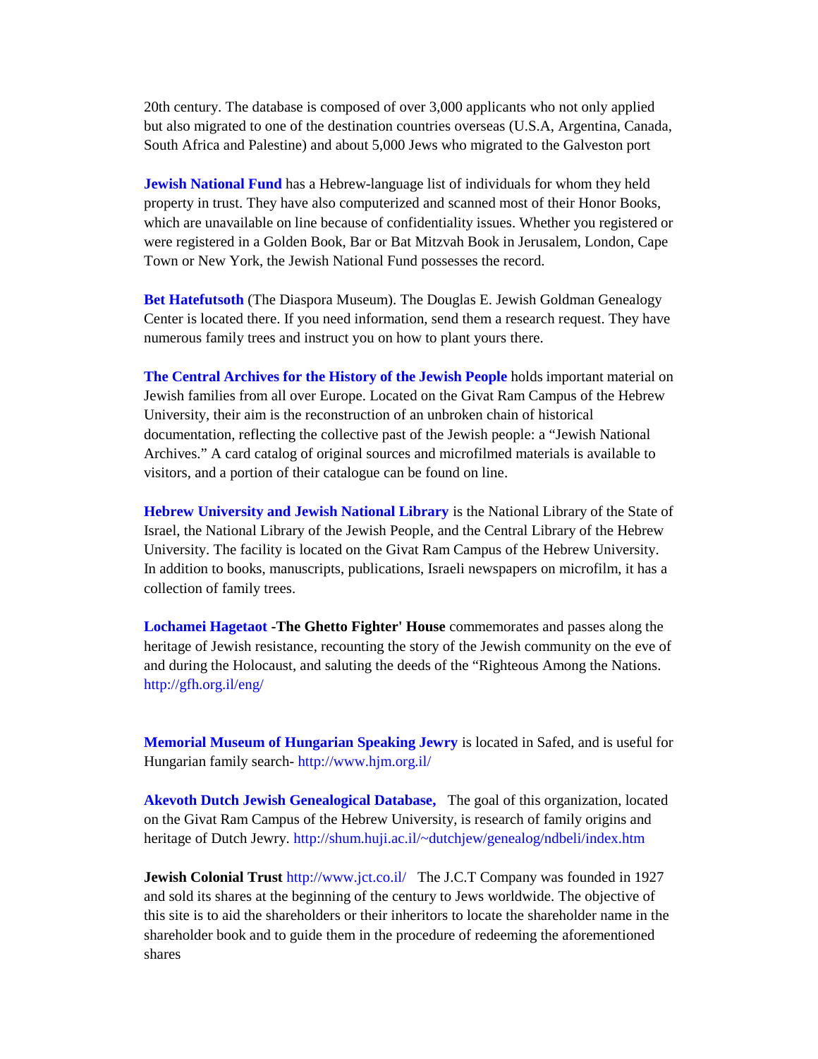20th century. The database is composed of over 3,000 applicants who not only applied but also migrated to one of the destination countries overseas (U.S.A, Argentina, Canada, South Africa and Palestine) and about 5,000 Jews who migrated to the Galveston port

**Jewish National Fund** has a Hebrew-language list of individuals for whom they held property in trust. They have also computerized and scanned most of their Honor Books, which are unavailable on line because of confidentiality issues. Whether you registered or were registered in a Golden Book, Bar or Bat Mitzvah Book in Jerusalem, London, Cape Town or New York, the Jewish National Fund possesses the record.

**Bet Hatefutsoth** (The Diaspora Museum). The Douglas E. Jewish Goldman Genealogy Center is located there. If you need information, send them a research request. They have numerous family trees and instruct you on how to plant yours there.

**The Central Archives for the History of the Jewish People** holds important material on Jewish families from all over Europe. Located on the Givat Ram Campus of the Hebrew University, their aim is the reconstruction of an unbroken chain of historical documentation, reflecting the collective past of the Jewish people: a "Jewish National Archives." A card catalog of original sources and microfilmed materials is available to visitors, and a portion of their catalogue can be found on line.

**Hebrew University and Jewish National Library** is the National Library of the State of Israel, the National Library of the Jewish People, and the Central Library of the Hebrew University. The facility is located on the Givat Ram Campus of the Hebrew University. In addition to books, manuscripts, publications, Israeli newspapers on microfilm, it has a collection of family trees.

**Lochamei Hagetaot** -**The Ghetto Fighter' House** commemorates and passes along the heritage of Jewish resistance, recounting the story of the Jewish community on the eve of and during the Holocaust, and saluting the deeds of the "Righteous Among the Nations. http://gfh.org.il/eng/

**Memorial Museum of Hungarian Speaking Jewry** is located in Safed, and is useful for Hungarian family search- http://www.hjm.org.il/

**Akevoth Dutch Jewish Genealogical Database,** The goal of this organization, located on the Givat Ram Campus of the Hebrew University, is research of family origins and heritage of Dutch Jewry. http://shum.huji.ac.il/~dutchjew/genealog/ndbeli/index.htm

**Jewish Colonial Trust** http://www.jct.co.il/ The J.C.T Company was founded in 1927 and sold its shares at the beginning of the century to Jews worldwide. The objective of this site is to aid the shareholders or their inheritors to locate the shareholder name in the shareholder book and to guide them in the procedure of redeeming the aforementioned shares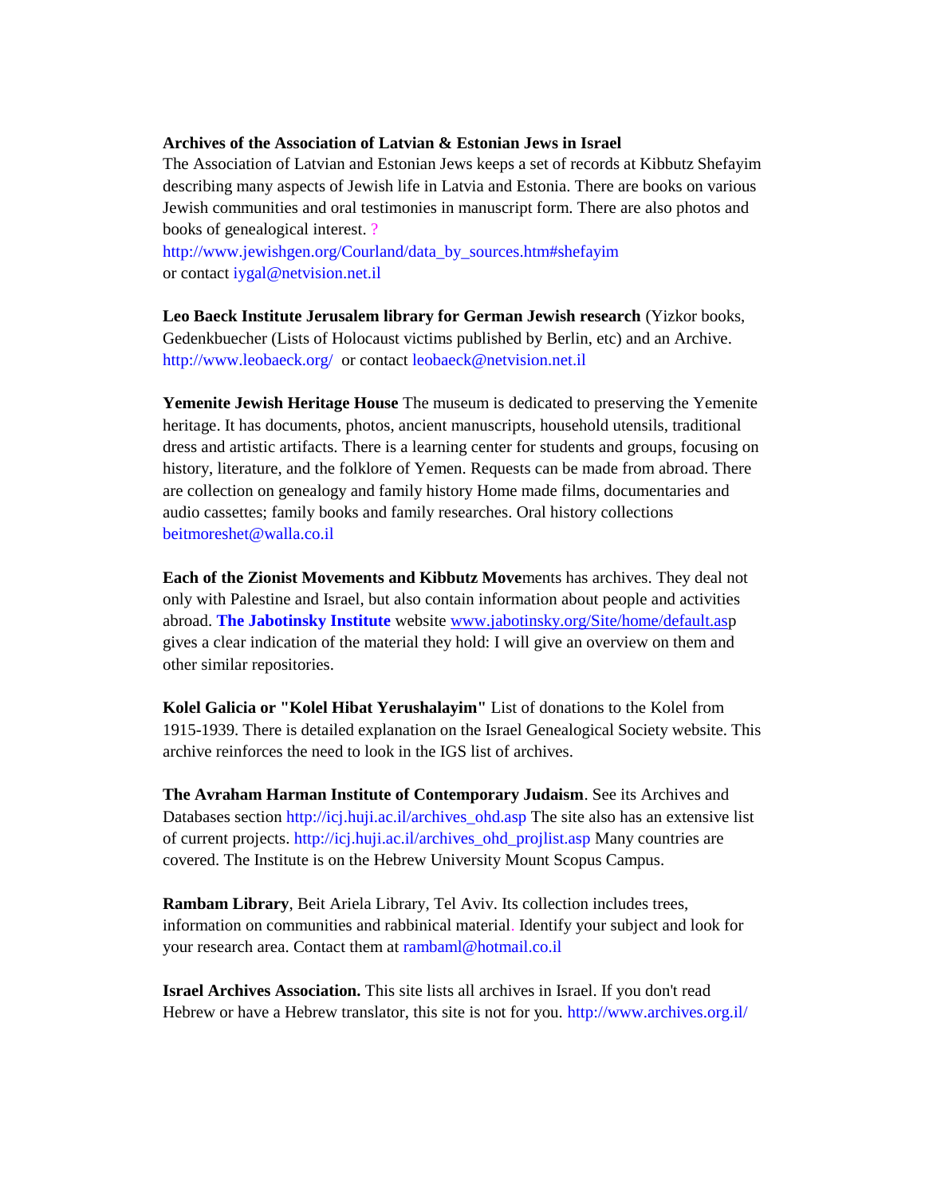**Archives of the Association of Latvian & Estonian Jews in Israel**
The Association of Latvian and Estonian Jews keeps a set of records at Kibbutz Shefayim describing many aspects of Jewish life in Latvia and Estonia. There are books on various Jewish communities and oral testimonies in manuscript form. There are also photos and books of genealogical interest. ?
http://www.jewishgen.org/Courland/data_by_sources.htm#shefayim
or contact iygal@netvision.net.il

**Leo Baeck Institute Jerusalem library for German Jewish research** (Yizkor books, Gedenkbuecher (Lists of Holocaust victims published by Berlin, etc) and an Archive. http://www.leobaeck.org/ or contact leobaeck@netvision.net.il

**Yemenite Jewish Heritage House** The museum is dedicated to preserving the Yemenite heritage. It has documents, photos, ancient manuscripts, household utensils, traditional dress and artistic artifacts. There is a learning center for students and groups, focusing on history, literature, and the folklore of Yemen. Requests can be made from abroad. There are collection on genealogy and family history Home made films, documentaries and audio cassettes; family books and family researches. Oral history collections beitmoreshet@walla.co.il

**Each of the Zionist Movements and Kibbutz Move**ments has archives. They deal not only with Palestine and Israel, but also contain information about people and activities abroad. **The Jabotinsky Institute** website www.jabotinsky.org/Site/home/default.asp gives a clear indication of the material they hold: I will give an overview on them and other similar repositories.

**Kolel Galicia or "Kolel Hibat Yerushalayim"** List of donations to the Kolel from 1915-1939. There is detailed explanation on the Israel Genealogical Society website. This archive reinforces the need to look in the IGS list of archives.

**The Avraham Harman Institute of Contemporary Judaism**. See its Archives and Databases section http://icj.huji.ac.il/archives_ohd.asp The site also has an extensive list of current projects. http://icj.huji.ac.il/archives_ohd_projlist.asp Many countries are covered. The Institute is on the Hebrew University Mount Scopus Campus.

**Rambam Library**, Beit Ariela Library, Tel Aviv. Its collection includes trees, information on communities and rabbinical material. Identify your subject and look for your research area. Contact them at rambaml@hotmail.co.il

**Israel Archives Association.** This site lists all archives in Israel. If you don't read Hebrew or have a Hebrew translator, this site is not for you. http://www.archives.org.il/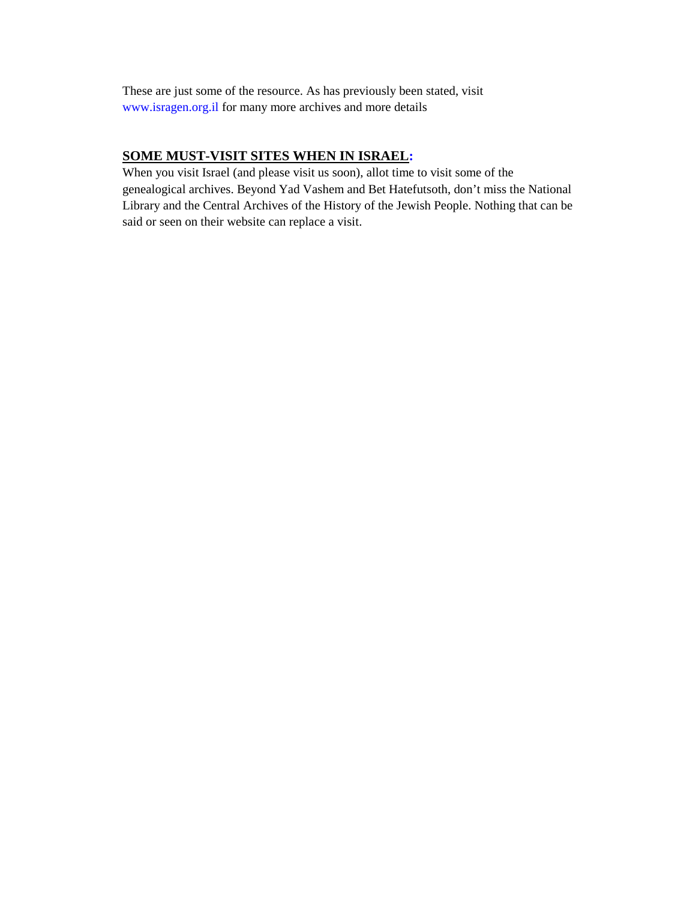These are just some of the resource. As has previously been stated, visit www.isragen.org.il for many more archives and more details

## **SOME MUST-VISIT SITES WHEN IN ISRAEL:**

When you visit Israel (and please visit us soon), allot time to visit some of the genealogical archives. Beyond Yad Vashem and Bet Hatefutsoth, don't miss the National Library and the Central Archives of the History of the Jewish People. Nothing that can be said or seen on their website can replace a visit.